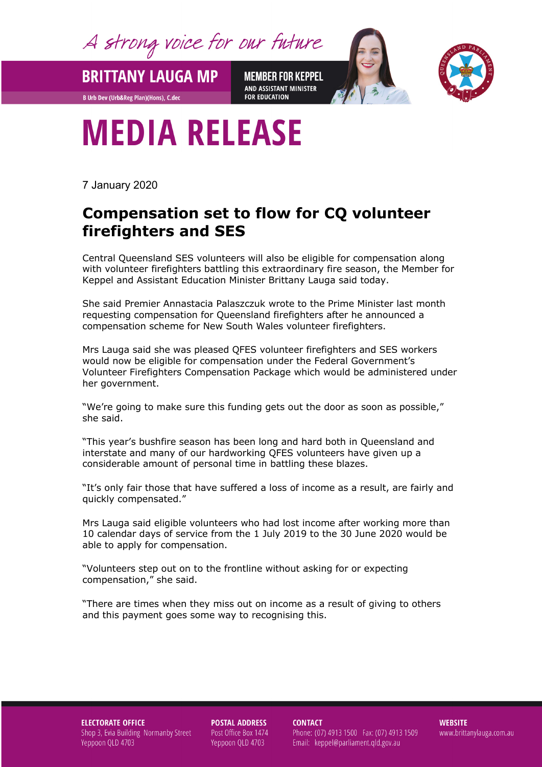A strong voice for our future

**BRITTANY LAUGA MP**

B Urb Dev (Urb&Reg Plan)(Hons), C.dec

**MEMBER FOR KEPPEL**
AND ASSISTANT MINISTER FOR EDUCATION

# MEDIA RELEASE

7 January 2020

## Compensation set to flow for CQ volunteer firefighters and SES

Central Queensland SES volunteers will also be eligible for compensation along with volunteer firefighters battling this extraordinary fire season, the Member for Keppel and Assistant Education Minister Brittany Lauga said today.

She said Premier Annastacia Palaszczuk wrote to the Prime Minister last month requesting compensation for Queensland firefighters after he announced a compensation scheme for New South Wales volunteer firefighters.

Mrs Lauga said she was pleased QFES volunteer firefighters and SES workers would now be eligible for compensation under the Federal Government's Volunteer Firefighters Compensation Package which would be administered under her government.

"We're going to make sure this funding gets out the door as soon as possible," she said.

"This year's bushfire season has been long and hard both in Queensland and interstate and many of our hardworking QFES volunteers have given up a considerable amount of personal time in battling these blazes.

"It's only fair those that have suffered a loss of income as a result, are fairly and quickly compensated."

Mrs Lauga said eligible volunteers who had lost income after working more than 10 calendar days of service from the 1 July 2019 to the 30 June 2020 would be able to apply for compensation.

"Volunteers step out on to the frontline without asking for or expecting compensation," she said.

"There are times when they miss out on income as a result of giving to others and this payment goes some way to recognising this.

**ELECTORATE OFFICE**
Shop 3, Evia Building Normanby Street
Yeppoon QLD 4703

**POSTAL ADDRESS**
Post Office Box 1474
Yeppoon QLD 4703

**CONTACT**
Phone: (07) 4913 1500 Fax: (07) 4913 1509
Email: keppel@parliament.qld.gov.au

**WEBSITE**
www.brittanylauga.com.au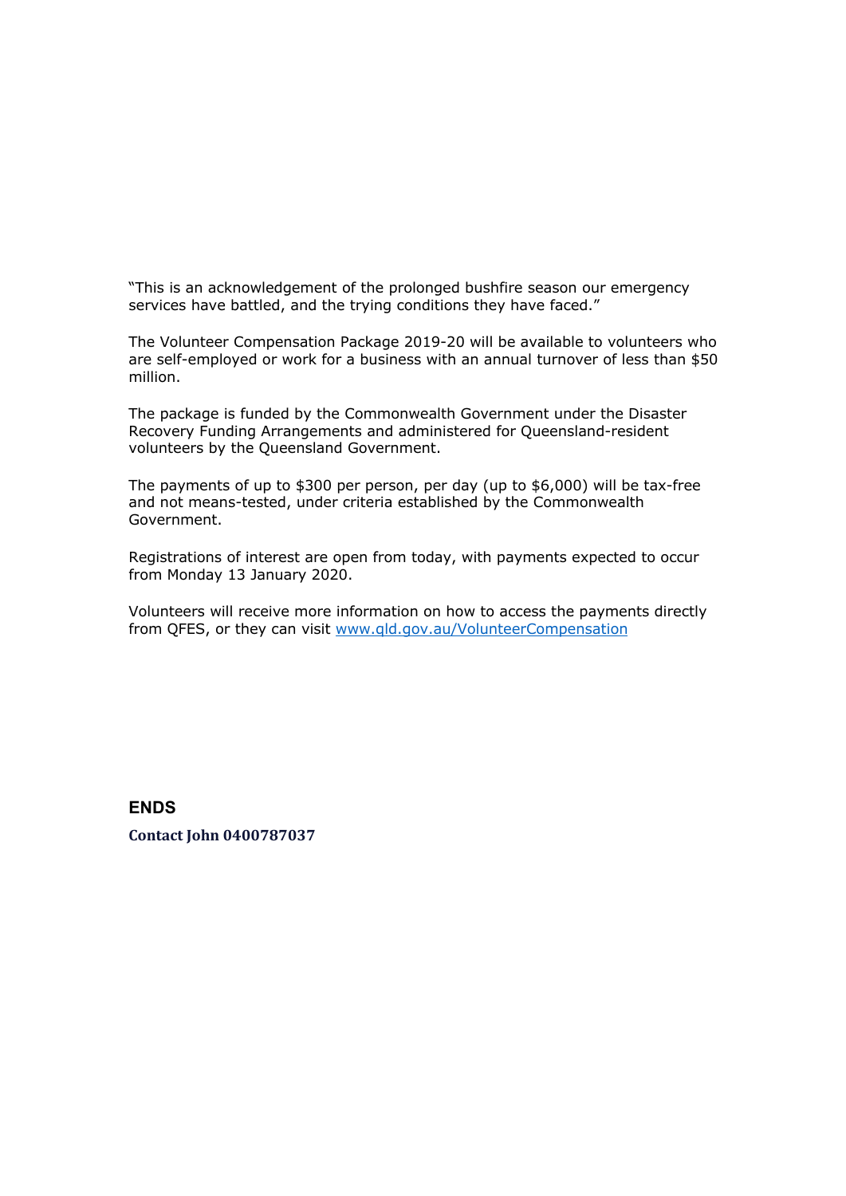"This is an acknowledgement of the prolonged bushfire season our emergency services have battled, and the trying conditions they have faced."

The Volunteer Compensation Package 2019-20 will be available to volunteers who are self-employed or work for a business with an annual turnover of less than $50 million.

The package is funded by the Commonwealth Government under the Disaster Recovery Funding Arrangements and administered for Queensland-resident volunteers by the Queensland Government.

The payments of up to $300 per person, per day (up to $6,000) will be tax-free and not means-tested, under criteria established by the Commonwealth Government.

Registrations of interest are open from today, with payments expected to occur from Monday 13 January 2020.

Volunteers will receive more information on how to access the payments directly from QFES, or they can visit www.qld.gov.au/VolunteerCompensation

**ENDS**

**Contact John 0400787037**